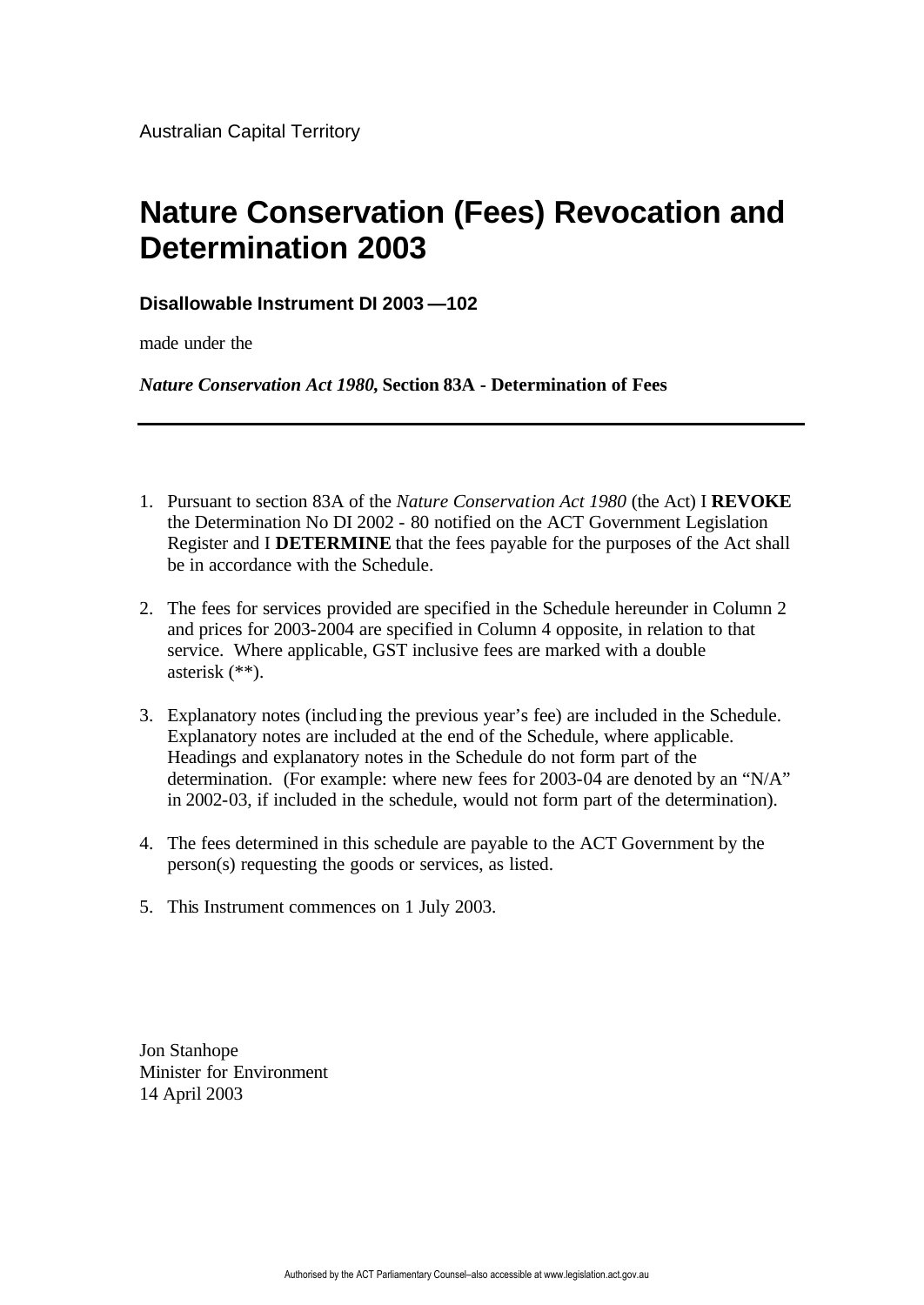Australian Capital Territory

# Nature Conservation (Fees) Revocation and Determination 2003

**Disallowable Instrument DI 2003 —102**

made under the

***Nature Conservation Act 1980*, Section 83A - Determination of Fees**

---

1. Pursuant to section 83A of the *Nature Conservation Act 1980* (the Act) I **REVOKE** the Determination No DI 2002 - 80 notified on the ACT Government Legislation Register and I **DETERMINE** that the fees payable for the purposes of the Act shall be in accordance with the Schedule.

2. The fees for services provided are specified in the Schedule hereunder in Column 2 and prices for 2003-2004 are specified in Column 4 opposite, in relation to that service. Where applicable, GST inclusive fees are marked with a double asterisk (**).

3. Explanatory notes (including the previous year's fee) are included in the Schedule. Explanatory notes are included at the end of the Schedule, where applicable. Headings and explanatory notes in the Schedule do not form part of the determination. (For example: where new fees for 2003-04 are denoted by an "N/A" in 2002-03, if included in the schedule, would not form part of the determination).

4. The fees determined in this schedule are payable to the ACT Government by the person(s) requesting the goods or services, as listed.

5. This Instrument commences on 1 July 2003.

Jon Stanhope
Minister for Environment
14 April 2003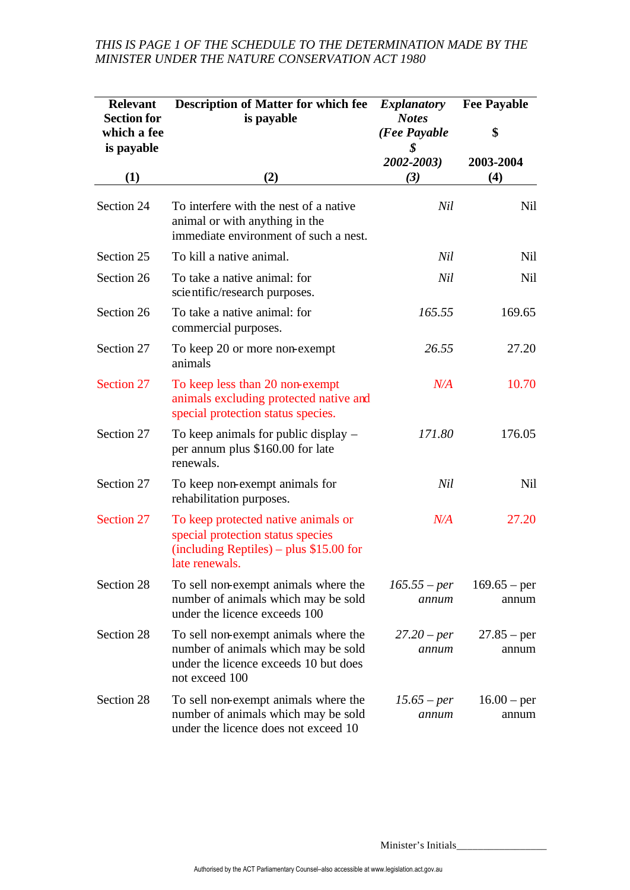*THIS IS PAGE 1 OF THE SCHEDULE TO THE DETERMINATION MADE BY THE MINISTER UNDER THE NATURE CONSERVATION ACT 1980*

| Relevant Section for which a fee is payable (1) | Description of Matter for which fee is payable (2) | *Explanatory Notes (Fee Payable $ 2002-2003) (3)* | Fee Payable $ 2003-2004 (4) |
|---|---|---|---|
| Section 24 | To interfere with the nest of a native animal or with anything in the immediate environment of such a nest. | *Nil* | Nil |
| Section 25 | To kill a native animal. | *Nil* | Nil |
| Section 26 | To take a native animal: for scientific/research purposes. | *Nil* | Nil |
| Section 26 | To take a native animal: for commercial purposes. | *165.55* | 169.65 |
| Section 27 | To keep 20 or more non-exempt animals | *26.55* | 27.20 |
| Section 27 | To keep less than 20 non-exempt animals excluding protected native and special protection status species. | *N/A* | 10.70 |
| Section 27 | To keep animals for public display – per annum plus $160.00 for late renewals. | *171.80* | 176.05 |
| Section 27 | To keep non-exempt animals for rehabilitation purposes. | *Nil* | Nil |
| Section 27 | To keep protected native animals or special protection status species (including Reptiles) – plus $15.00 for late renewals. | *N/A* | 27.20 |
| Section 28 | To sell non-exempt animals where the number of animals which may be sold under the licence exceeds 100 | *165.55 – per annum* | 169.65 – per annum |
| Section 28 | To sell non-exempt animals where the number of animals which may be sold under the licence exceeds 10 but does not exceed 100 | *27.20 – per annum* | 27.85 – per annum |
| Section 28 | To sell non-exempt animals where the number of animals which may be sold under the licence does not exceed 10 | *15.65 – per annum* | 16.00 – per annum |

Minister's Initials_________________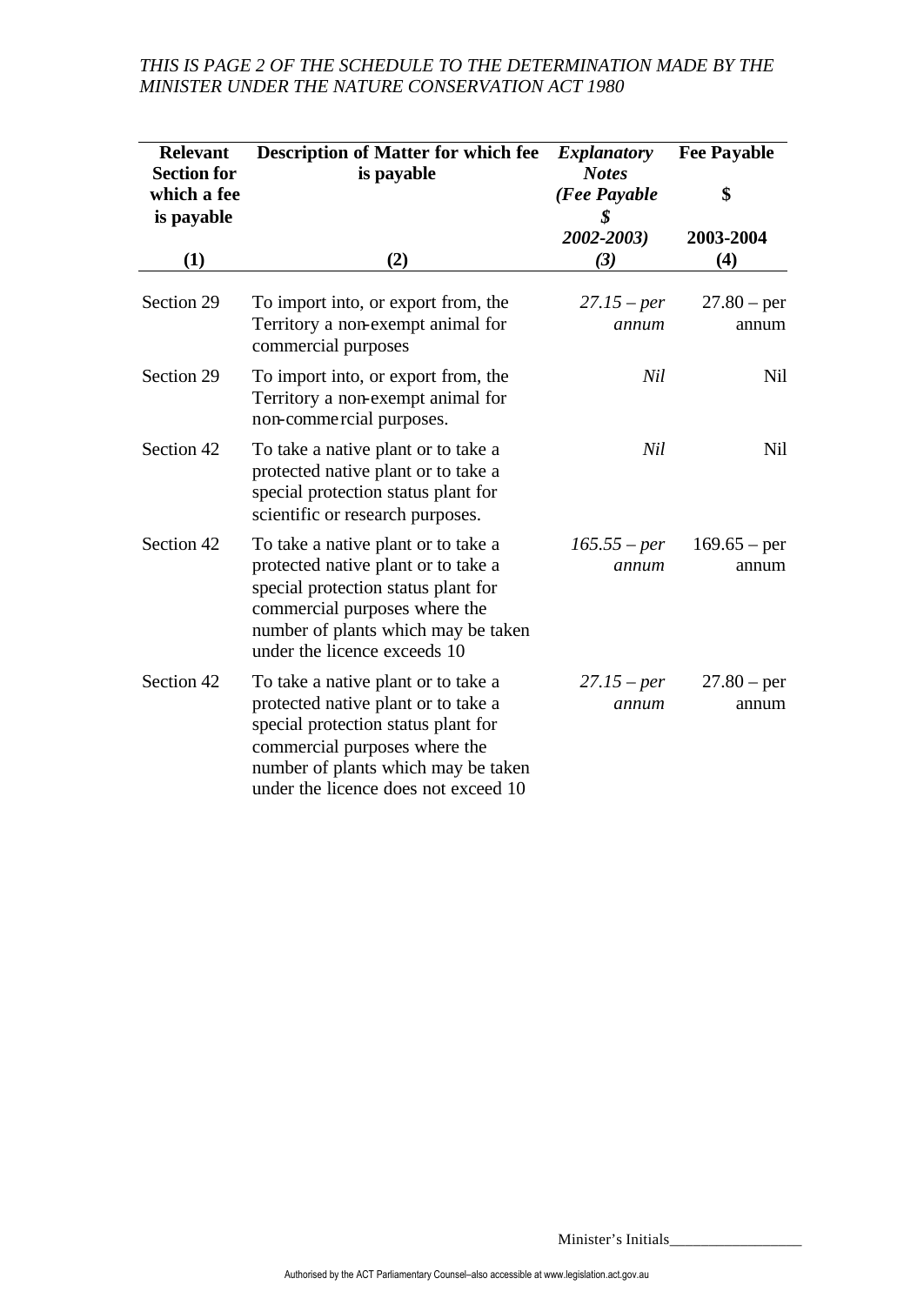*THIS IS PAGE 2 OF THE SCHEDULE TO THE DETERMINATION MADE BY THE MINISTER UNDER THE NATURE CONSERVATION ACT 1980*

| **Relevant Section for which a fee is payable** | **Description of Matter for which fee is payable** | ***Explanatory Notes (Fee Payable $ 2002-2003)*** | **Fee Payable $ 2003-2004** |
|---|---|---|---|
| **(1)** | **(2)** | ***(3)*** | **(4)** |
| Section 29 | To import into, or export from, the Territory a non-exempt animal for commercial purposes | *27.15 – per annum* | 27.80 – per annum |
| Section 29 | To import into, or export from, the Territory a non-exempt animal for non-commercial purposes. | *Nil* | Nil |
| Section 42 | To take a native plant or to take a protected native plant or to take a special protection status plant for scientific or research purposes. | *Nil* | Nil |
| Section 42 | To take a native plant or to take a protected native plant or to take a special protection status plant for commercial purposes where the number of plants which may be taken under the licence exceeds 10 | *165.55 – per annum* | 169.65 – per annum |
| Section 42 | To take a native plant or to take a protected native plant or to take a special protection status plant for commercial purposes where the number of plants which may be taken under the licence does not exceed 10 | *27.15 – per annum* | 27.80 – per annum |

Minister's Initials_________________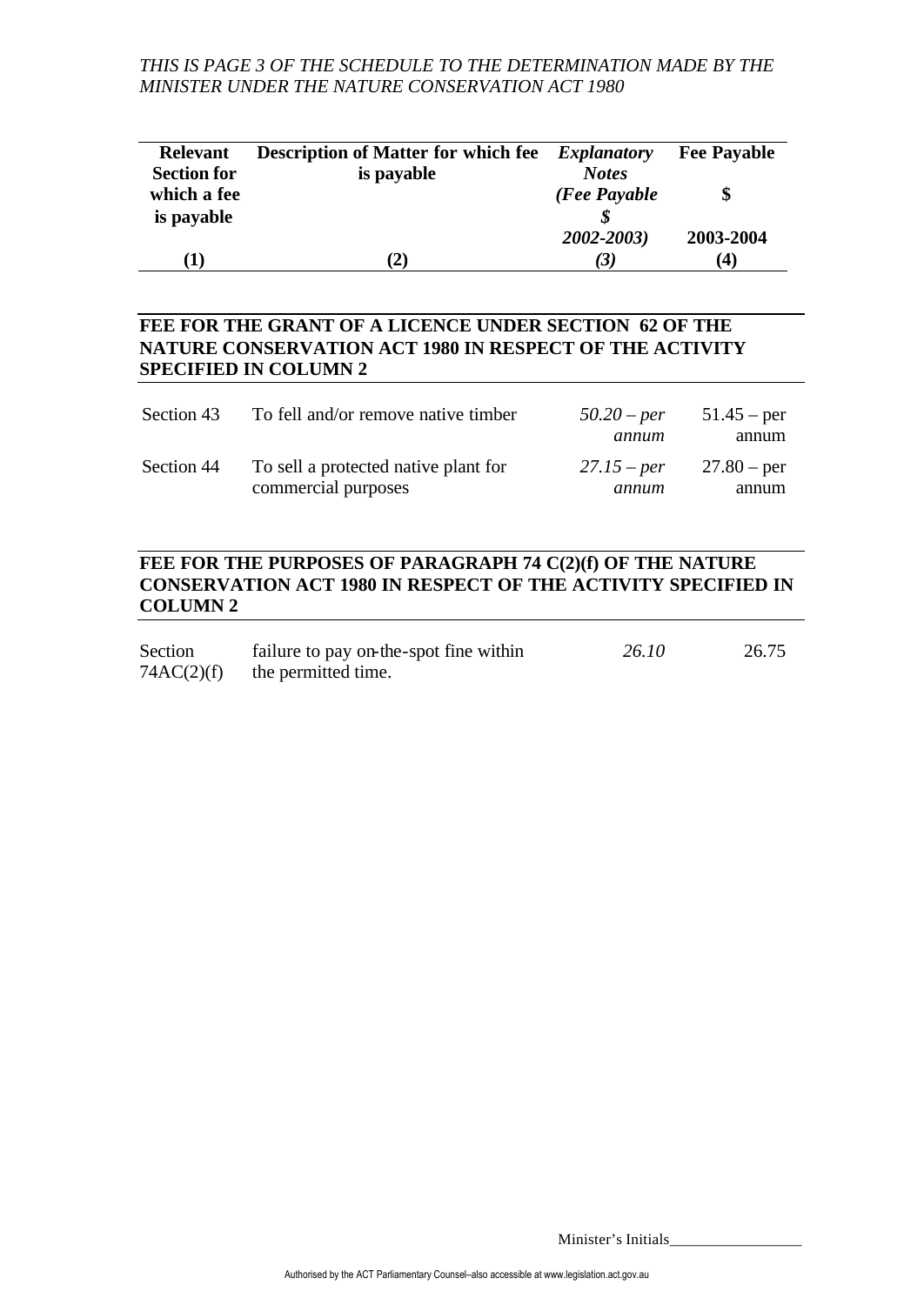*THIS IS PAGE 3 OF THE SCHEDULE TO THE DETERMINATION MADE BY THE MINISTER UNDER THE NATURE CONSERVATION ACT 1980*

| Relevant Section for which a fee is payable | Description of Matter for which fee is payable | *Explanatory Notes (Fee Payable $ 2002-2003)* | Fee Payable $ 2003-2004 |
|---|---|---|---|
| (1) | (2) | *(3)* | (4) |
| **FEE FOR THE GRANT OF A LICENCE UNDER SECTION 62 OF THE NATURE CONSERVATION ACT 1980 IN RESPECT OF THE ACTIVITY SPECIFIED IN COLUMN 2** | | | |
| Section 43 | To fell and/or remove native timber | *50.20 – per annum* | 51.45 – per annum |
| Section 44 | To sell a protected native plant for commercial purposes | *27.15 – per annum* | 27.80 – per annum |
| **FEE FOR THE PURPOSES OF PARAGRAPH 74 C(2)(f) OF THE NATURE CONSERVATION ACT 1980 IN RESPECT OF THE ACTIVITY SPECIFIED IN COLUMN 2** | | | |
| Section 74AC(2)(f) | failure to pay on-the-spot fine within the permitted time. | *26.10* | 26.75 |

Minister's Initials_________________